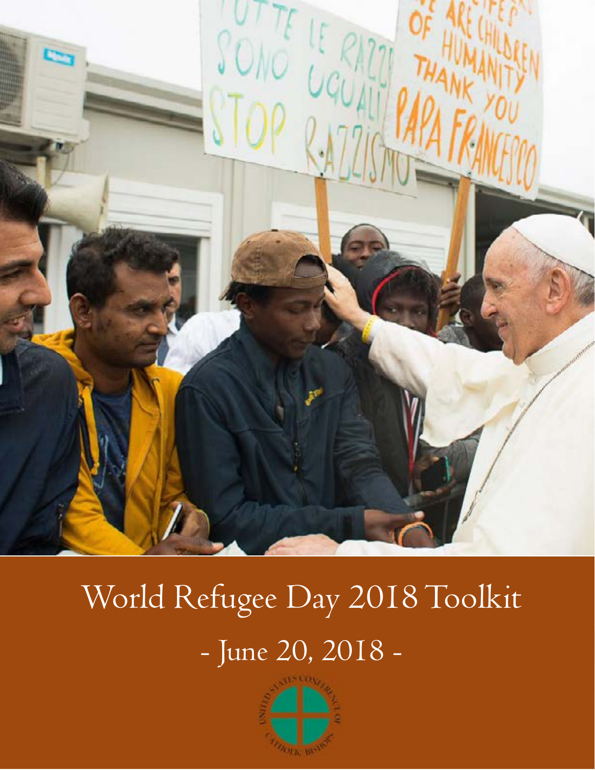# World Refugee Day 2018 Toolkit

## - June 20, 2018 -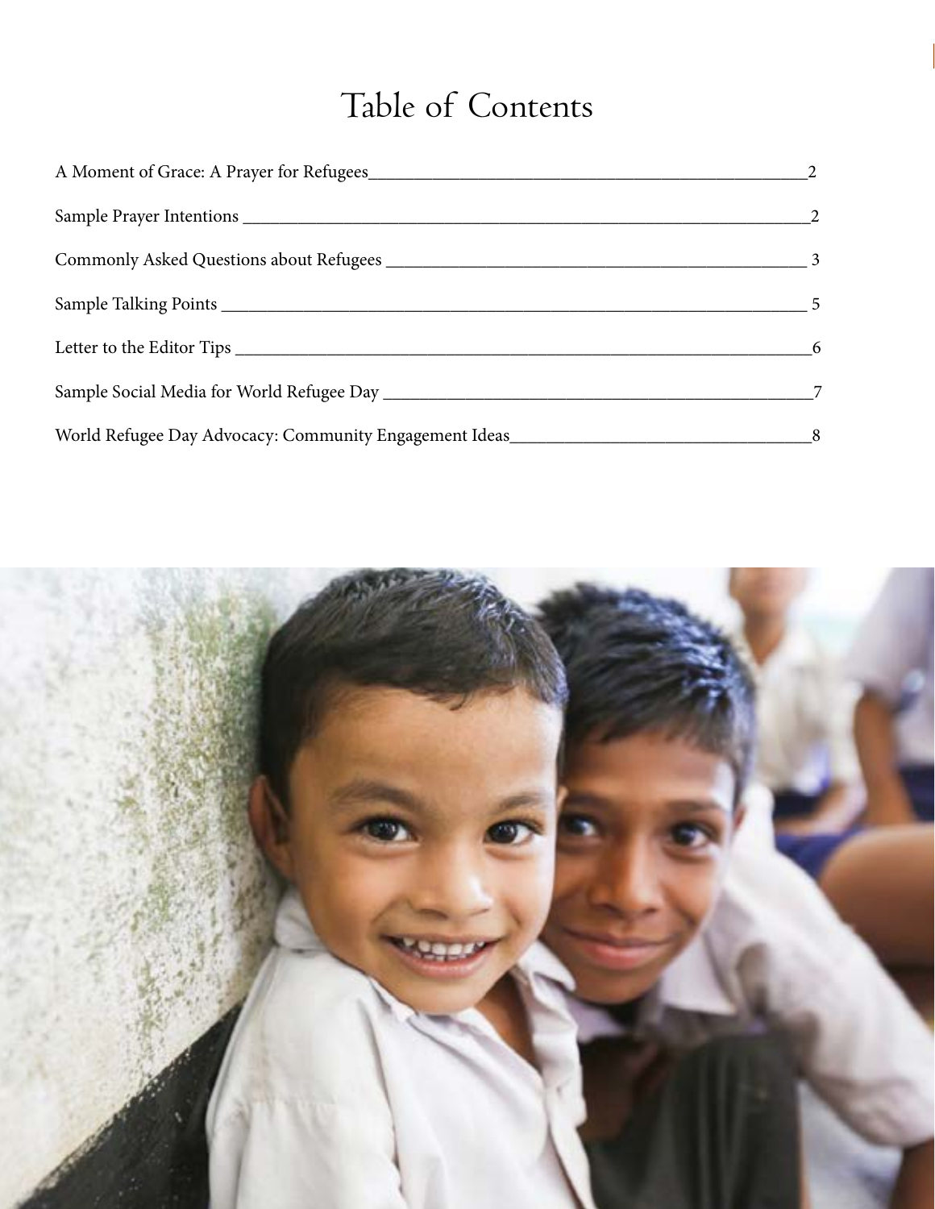# Table of Contents

| | |
|---|---|
| A Moment of Grace: A Prayer for Refugees | 2 |
| Sample Prayer Intentions | 2 |
| Commonly Asked Questions about Refugees | 3 |
| Sample Talking Points | 5 |
| Letter to the Editor Tips | 6 |
| Sample Social Media for World Refugee Day | 7 |
| World Refugee Day Advocacy: Community Engagement Ideas | 8 |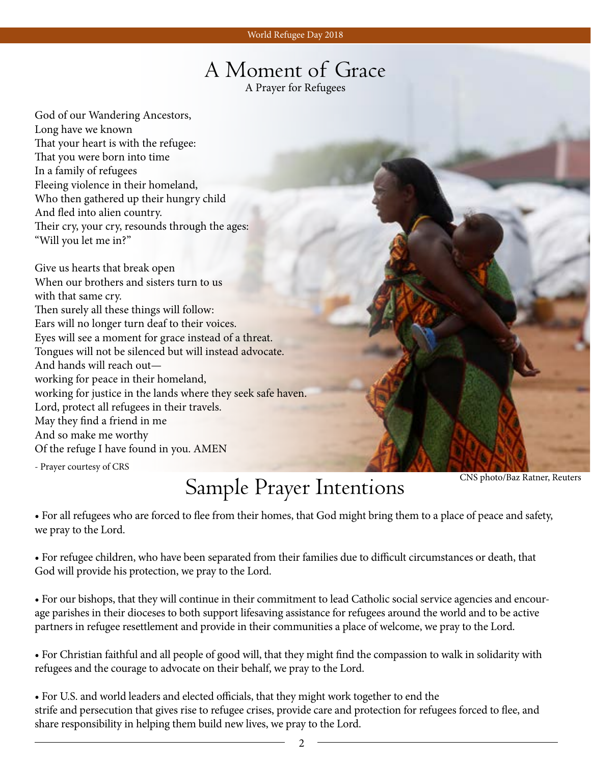# A Moment of Grace

A Prayer for Refugees

God of our Wandering Ancestors,
Long have we known
That your heart is with the refugee:
That you were born into time
In a family of refugees
Fleeing violence in their homeland,
Who then gathered up their hungry child
And fled into alien country.
Their cry, your cry, resounds through the ages:
"Will you let me in?"

Give us hearts that break open
When our brothers and sisters turn to us
with that same cry.
Then surely all these things will follow:
Ears will no longer turn deaf to their voices.
Eyes will see a moment for grace instead of a threat.
Tongues will not be silenced but will instead advocate.
And hands will reach out—
working for peace in their homeland,
working for justice in the lands where they seek safe haven.
Lord, protect all refugees in their travels.
May they find a friend in me
And so make me worthy
Of the refuge I have found in you. AMEN

- Prayer courtesy of CRS

CNS photo/Baz Ratner, Reuters

# Sample Prayer Intentions

- For all refugees who are forced to flee from their homes, that God might bring them to a place of peace and safety, we pray to the Lord.

- For refugee children, who have been separated from their families due to difficult circumstances or death, that God will provide his protection, we pray to the Lord.

- For our bishops, that they will continue in their commitment to lead Catholic social service agencies and encourage parishes in their dioceses to both support lifesaving assistance for refugees around the world and to be active partners in refugee resettlement and provide in their communities a place of welcome, we pray to the Lord.

- For Christian faithful and all people of good will, that they might find the compassion to walk in solidarity with refugees and the courage to advocate on their behalf, we pray to the Lord.

- For U.S. and world leaders and elected officials, that they might work together to end the strife and persecution that gives rise to refugee crises, provide care and protection for refugees forced to flee, and share responsibility in helping them build new lives, we pray to the Lord.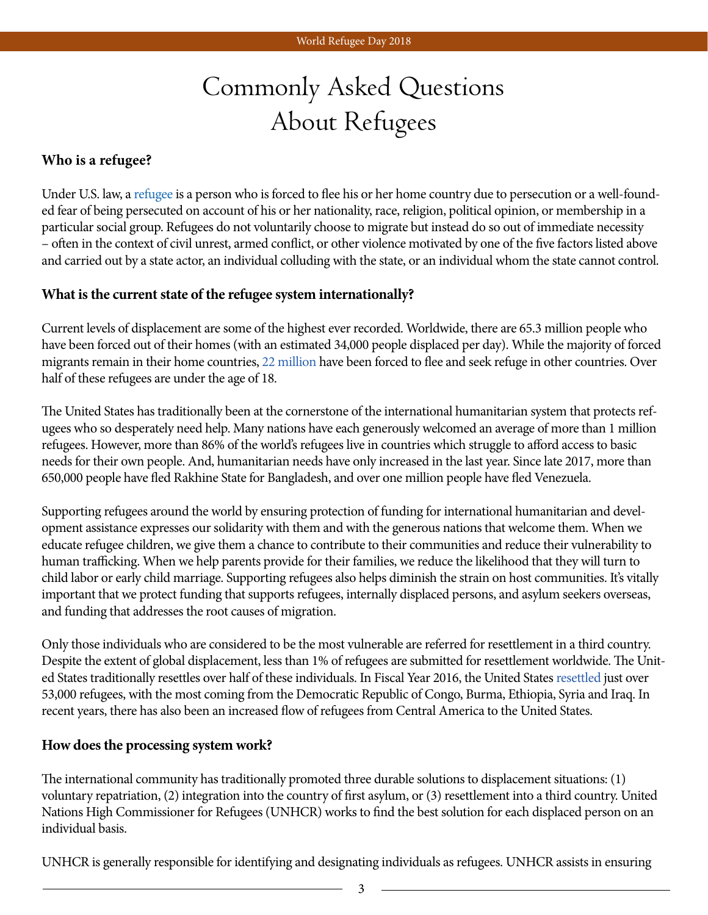# Commonly Asked Questions About Refugees

**Who is a refugee?**

Under U.S. law, a refugee is a person who is forced to flee his or her home country due to persecution or a well-founded fear of being persecuted on account of his or her nationality, race, religion, political opinion, or membership in a particular social group. Refugees do not voluntarily choose to migrate but instead do so out of immediate necessity – often in the context of civil unrest, armed conflict, or other violence motivated by one of the five factors listed above and carried out by a state actor, an individual colluding with the state, or an individual whom the state cannot control.

**What is the current state of the refugee system internationally?**

Current levels of displacement are some of the highest ever recorded. Worldwide, there are 65.3 million people who have been forced out of their homes (with an estimated 34,000 people displaced per day). While the majority of forced migrants remain in their home countries, 22 million have been forced to flee and seek refuge in other countries. Over half of these refugees are under the age of 18.

The United States has traditionally been at the cornerstone of the international humanitarian system that protects refugees who so desperately need help. Many nations have each generously welcomed an average of more than 1 million refugees. However, more than 86% of the world's refugees live in countries which struggle to afford access to basic needs for their own people. And, humanitarian needs have only increased in the last year. Since late 2017, more than 650,000 people have fled Rakhine State for Bangladesh, and over one million people have fled Venezuela.

Supporting refugees around the world by ensuring protection of funding for international humanitarian and development assistance expresses our solidarity with them and with the generous nations that welcome them. When we educate refugee children, we give them a chance to contribute to their communities and reduce their vulnerability to human trafficking. When we help parents provide for their families, we reduce the likelihood that they will turn to child labor or early child marriage. Supporting refugees also helps diminish the strain on host communities. It's vitally important that we protect funding that supports refugees, internally displaced persons, and asylum seekers overseas, and funding that addresses the root causes of migration.

Only those individuals who are considered to be the most vulnerable are referred for resettlement in a third country. Despite the extent of global displacement, less than 1% of refugees are submitted for resettlement worldwide. The United States traditionally resettles over half of these individuals. In Fiscal Year 2016, the United States resettled just over 53,000 refugees, with the most coming from the Democratic Republic of Congo, Burma, Ethiopia, Syria and Iraq. In recent years, there has also been an increased flow of refugees from Central America to the United States.

**How does the processing system work?**

The international community has traditionally promoted three durable solutions to displacement situations: (1) voluntary repatriation, (2) integration into the country of first asylum, or (3) resettlement into a third country. United Nations High Commissioner for Refugees (UNHCR) works to find the best solution for each displaced person on an individual basis.

UNHCR is generally responsible for identifying and designating individuals as refugees. UNHCR assists in ensuring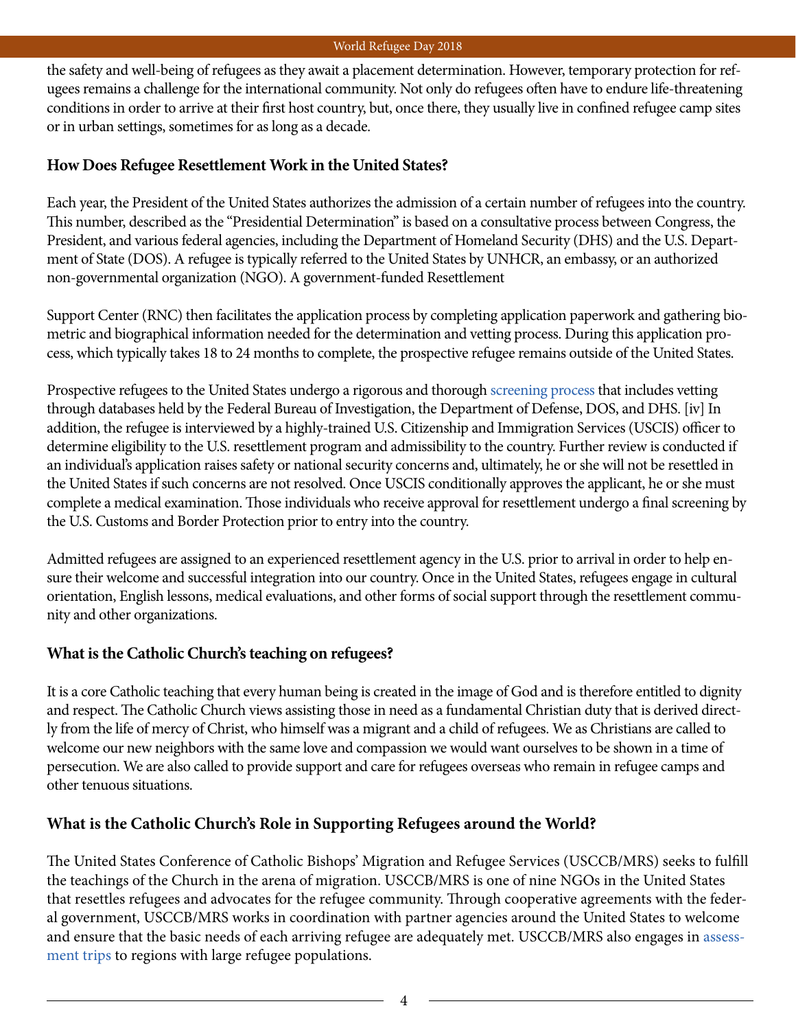the safety and well-being of refugees as they await a placement determination. However, temporary protection for refugees remains a challenge for the international community. Not only do refugees often have to endure life-threatening conditions in order to arrive at their first host country, but, once there, they usually live in confined refugee camp sites or in urban settings, sometimes for as long as a decade.

### How Does Refugee Resettlement Work in the United States?

Each year, the President of the United States authorizes the admission of a certain number of refugees into the country. This number, described as the "Presidential Determination" is based on a consultative process between Congress, the President, and various federal agencies, including the Department of Homeland Security (DHS) and the U.S. Department of State (DOS). A refugee is typically referred to the United States by UNHCR, an embassy, or an authorized non-governmental organization (NGO). A government-funded Resettlement

Support Center (RNC) then facilitates the application process by completing application paperwork and gathering biometric and biographical information needed for the determination and vetting process. During this application process, which typically takes 18 to 24 months to complete, the prospective refugee remains outside of the United States.

Prospective refugees to the United States undergo a rigorous and thorough screening process that includes vetting through databases held by the Federal Bureau of Investigation, the Department of Defense, DOS, and DHS. [iv] In addition, the refugee is interviewed by a highly-trained U.S. Citizenship and Immigration Services (USCIS) officer to determine eligibility to the U.S. resettlement program and admissibility to the country. Further review is conducted if an individual's application raises safety or national security concerns and, ultimately, he or she will not be resettled in the United States if such concerns are not resolved. Once USCIS conditionally approves the applicant, he or she must complete a medical examination. Those individuals who receive approval for resettlement undergo a final screening by the U.S. Customs and Border Protection prior to entry into the country.

Admitted refugees are assigned to an experienced resettlement agency in the U.S. prior to arrival in order to help ensure their welcome and successful integration into our country. Once in the United States, refugees engage in cultural orientation, English lessons, medical evaluations, and other forms of social support through the resettlement community and other organizations.

### What is the Catholic Church's teaching on refugees?

It is a core Catholic teaching that every human being is created in the image of God and is therefore entitled to dignity and respect. The Catholic Church views assisting those in need as a fundamental Christian duty that is derived directly from the life of mercy of Christ, who himself was a migrant and a child of refugees. We as Christians are called to welcome our new neighbors with the same love and compassion we would want ourselves to be shown in a time of persecution. We are also called to provide support and care for refugees overseas who remain in refugee camps and other tenuous situations.

### What is the Catholic Church's Role in Supporting Refugees around the World?

The United States Conference of Catholic Bishops' Migration and Refugee Services (USCCB/MRS) seeks to fulfill the teachings of the Church in the arena of migration. USCCB/MRS is one of nine NGOs in the United States that resettles refugees and advocates for the refugee community. Through cooperative agreements with the federal government, USCCB/MRS works in coordination with partner agencies around the United States to welcome and ensure that the basic needs of each arriving refugee are adequately met. USCCB/MRS also engages in assessment trips to regions with large refugee populations.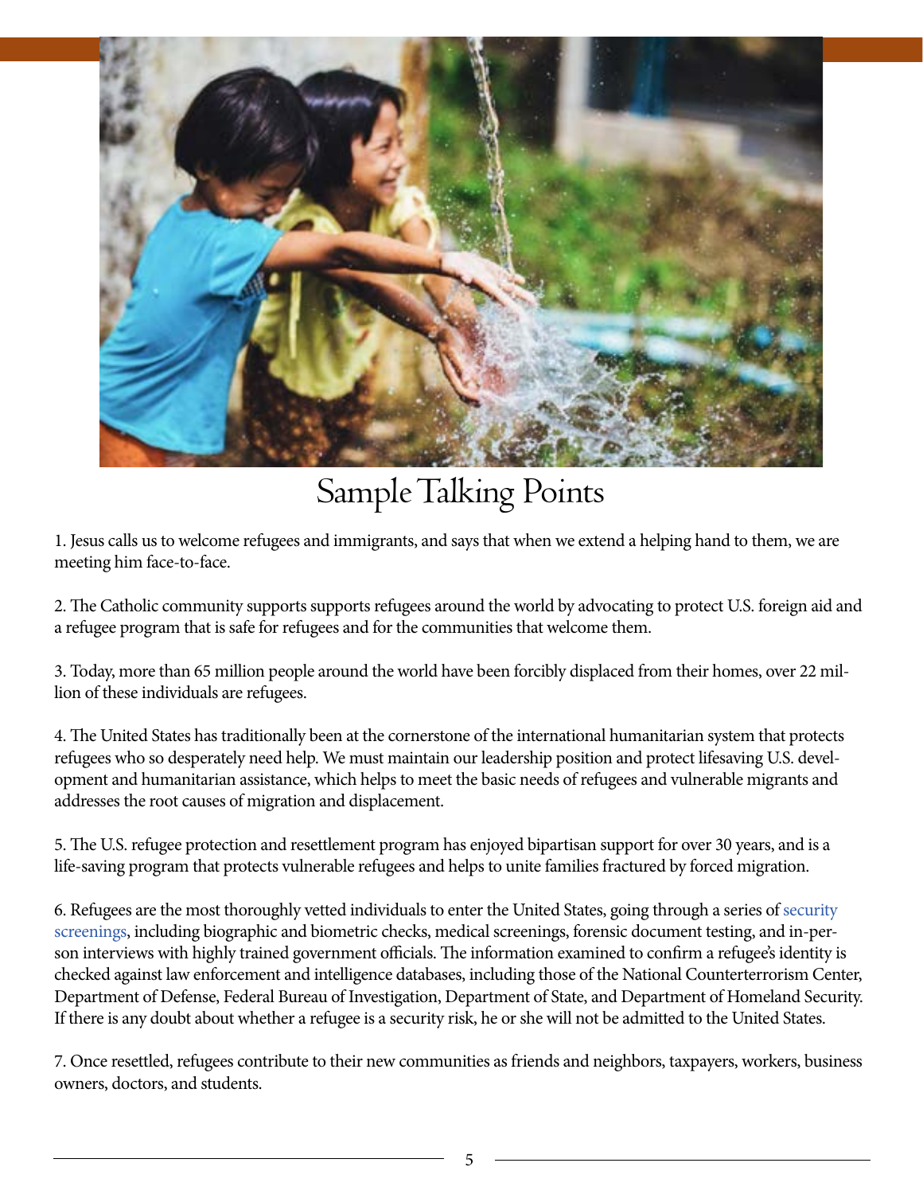# Sample Talking Points

1. Jesus calls us to welcome refugees and immigrants, and says that when we extend a helping hand to them, we are meeting him face-to-face.

2. The Catholic community supports supports refugees around the world by advocating to protect U.S. foreign aid and a refugee program that is safe for refugees and for the communities that welcome them.

3. Today, more than 65 million people around the world have been forcibly displaced from their homes, over 22 million of these individuals are refugees.

4. The United States has traditionally been at the cornerstone of the international humanitarian system that protects refugees who so desperately need help. We must maintain our leadership position and protect lifesaving U.S. development and humanitarian assistance, which helps to meet the basic needs of refugees and vulnerable migrants and addresses the root causes of migration and displacement.

5. The U.S. refugee protection and resettlement program has enjoyed bipartisan support for over 30 years, and is a life-saving program that protects vulnerable refugees and helps to unite families fractured by forced migration.

6. Refugees are the most thoroughly vetted individuals to enter the United States, going through a series of security screenings, including biographic and biometric checks, medical screenings, forensic document testing, and in-person interviews with highly trained government officials. The information examined to confirm a refugee's identity is checked against law enforcement and intelligence databases, including those of the National Counterterrorism Center, Department of Defense, Federal Bureau of Investigation, Department of State, and Department of Homeland Security. If there is any doubt about whether a refugee is a security risk, he or she will not be admitted to the United States.

7. Once resettled, refugees contribute to their new communities as friends and neighbors, taxpayers, workers, business owners, doctors, and students.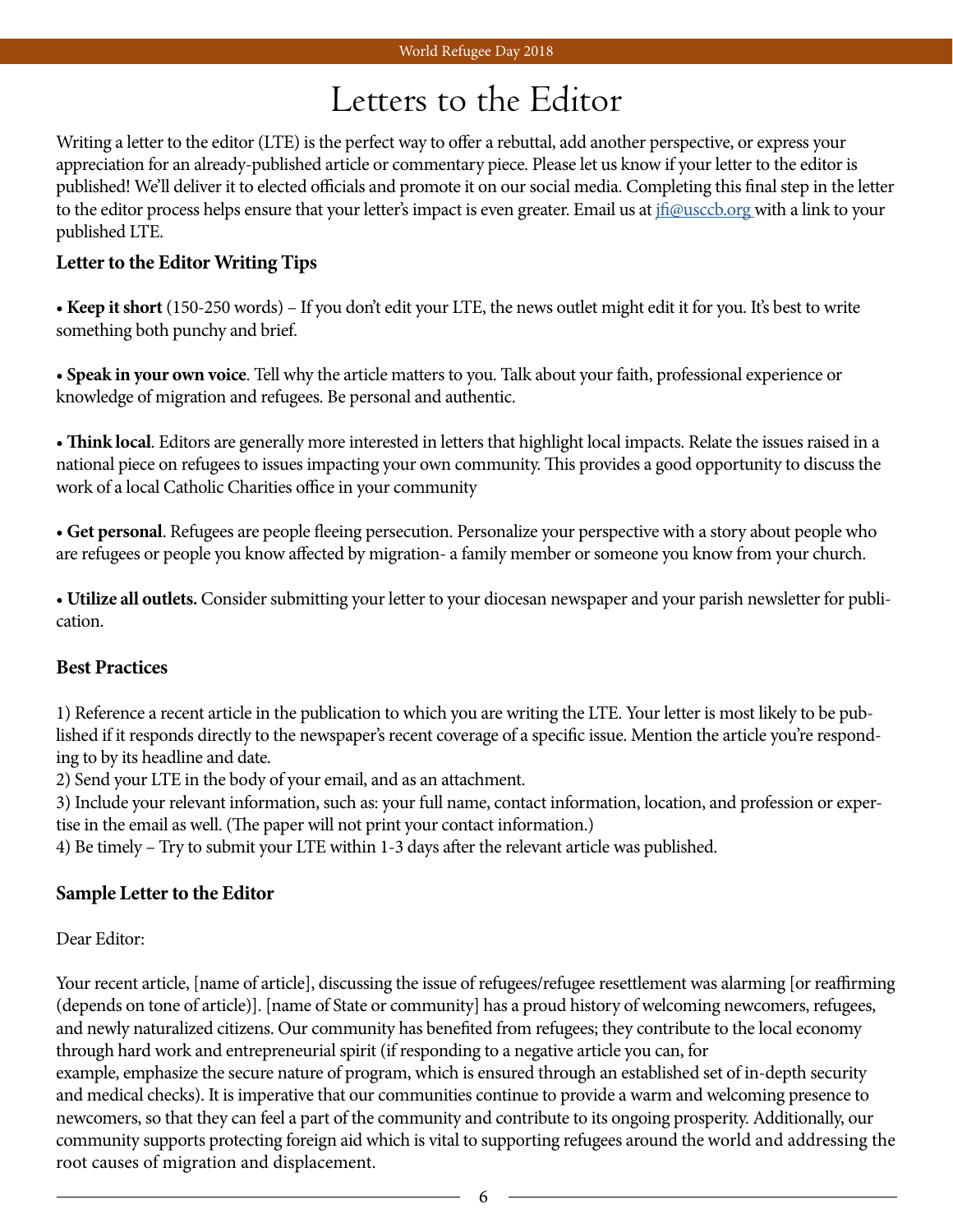# Letters to the Editor

Writing a letter to the editor (LTE) is the perfect way to offer a rebuttal, add another perspective, or express your appreciation for an already-published article or commentary piece. Please let us know if your letter to the editor is published! We'll deliver it to elected officials and promote it on our social media. Completing this final step in the letter to the editor process helps ensure that your letter's impact is even greater. Email us at jfi@usccb.org with a link to your published LTE.

### Letter to the Editor Writing Tips

- **Keep it short** (150-250 words) – If you don't edit your LTE, the news outlet might edit it for you. It's best to write something both punchy and brief.

- **Speak in your own voice**. Tell why the article matters to you. Talk about your faith, professional experience or knowledge of migration and refugees. Be personal and authentic.

- **Think local**. Editors are generally more interested in letters that highlight local impacts. Relate the issues raised in a national piece on refugees to issues impacting your own community. This provides a good opportunity to discuss the work of a local Catholic Charities office in your community

- **Get personal**. Refugees are people fleeing persecution. Personalize your perspective with a story about people who are refugees or people you know affected by migration- a family member or someone you know from your church.

- **Utilize all outlets.** Consider submitting your letter to your diocesan newspaper and your parish newsletter for publication.

### Best Practices

1) Reference a recent article in the publication to which you are writing the LTE. Your letter is most likely to be published if it responds directly to the newspaper's recent coverage of a specific issue. Mention the article you're responding to by its headline and date.
2) Send your LTE in the body of your email, and as an attachment.
3) Include your relevant information, such as: your full name, contact information, location, and profession or expertise in the email as well. (The paper will not print your contact information.)
4) Be timely – Try to submit your LTE within 1-3 days after the relevant article was published.

### Sample Letter to the Editor

Dear Editor:

Your recent article, [name of article], discussing the issue of refugees/refugee resettlement was alarming [or reaffirming (depends on tone of article)]. [name of State or community] has a proud history of welcoming newcomers, refugees, and newly naturalized citizens. Our community has benefited from refugees; they contribute to the local economy through hard work and entrepreneurial spirit (if responding to a negative article you can, for example, emphasize the secure nature of program, which is ensured through an established set of in-depth security and medical checks). It is imperative that our communities continue to provide a warm and welcoming presence to newcomers, so that they can feel a part of the community and contribute to its ongoing prosperity. Additionally, our community supports protecting foreign aid which is vital to supporting refugees around the world and addressing the root causes of migration and displacement.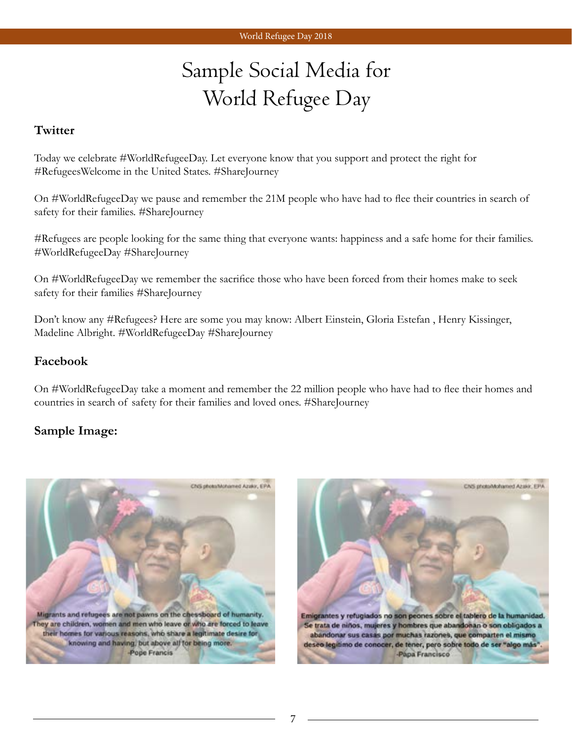# Sample Social Media for World Refugee Day

## Twitter

Today we celebrate #WorldRefugeeDay. Let everyone know that you support and protect the right for #RefugeesWelcome in the United States. #ShareJourney

On #WorldRefugeeDay we pause and remember the 21M people who have had to flee their countries in search of safety for their families. #ShareJourney

#Refugees are people looking for the same thing that everyone wants: happiness and a safe home for their families. #WorldRefugeeDay #ShareJourney

On #WorldRefugeeDay we remember the sacrifice those who have been forced from their homes make to seek safety for their families #ShareJourney

Don't know any #Refugees? Here are some you may know: Albert Einstein, Gloria Estefan , Henry Kissinger, Madeline Albright. #WorldRefugeeDay #ShareJourney

## Facebook

On #WorldRefugeeDay take a moment and remember the 22 million people who have had to flee their homes and countries in search of safety for their families and loved ones. #ShareJourney

## Sample Image:

CNS photo/Mohamed Azakir, EPA

Migrants and refugees are not pawns on the chessboard of humanity. They are children, women and men who leave or who are forced to leave their homes for various reasons, who share a legitimate desire for knowing and having, but above all for being more.
-Pope Francis

CNS photo/Mohamed Azakir, EPA

Emigrantes y refugiados no son peones sobre el tablero de la humanidad. Se trata de niños, mujeres y hombres que abandonan o son obligados a abandonar sus casas por muchas razones, que comparten el mismo deseo legítimo de conocer, de tener, pero sobre todo de ser "algo más".
-Papa Francisco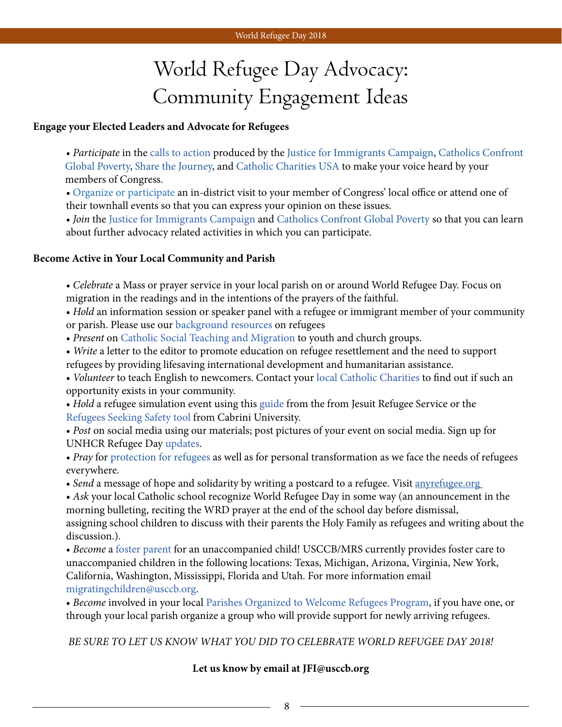# World Refugee Day Advocacy: Community Engagement Ideas

**Engage your Elected Leaders and Advocate for Refugees**

- *Participate* in the calls to action produced by the Justice for Immigrants Campaign, Catholics Confront Global Poverty, Share the Journey, and Catholic Charities USA to make your voice heard by your members of Congress.
- Organize or participate an in-district visit to your member of Congress' local office or attend one of their townhall events so that you can express your opinion on these issues.
- *Join* the Justice for Immigrants Campaign and Catholics Confront Global Poverty so that you can learn about further advocacy related activities in which you can participate.

**Become Active in Your Local Community and Parish**

- *Celebrate* a Mass or prayer service in your local parish on or around World Refugee Day. Focus on migration in the readings and in the intentions of the prayers of the faithful.
- *Hold* an information session or speaker panel with a refugee or immigrant member of your community or parish. Please use our background resources on refugees
- *Present* on Catholic Social Teaching and Migration to youth and church groups.
- *Write* a letter to the editor to promote education on refugee resettlement and the need to support refugees by providing lifesaving international development and humanitarian assistance.
- *Volunteer* to teach English to newcomers. Contact your local Catholic Charities to find out if such an opportunity exists in your community.
- *Hold* a refugee simulation event using this guide from the from Jesuit Refugee Service or the Refugees Seeking Safety tool from Cabrini University.
- *Post* on social media using our materials; post pictures of your event on social media. Sign up for UNHCR Refugee Day updates.
- *Pray* for protection for refugees as well as for personal transformation as we face the needs of refugees everywhere.
- *Send* a message of hope and solidarity by writing a postcard to a refugee. Visit anyrefugee.org
- *Ask* your local Catholic school recognize World Refugee Day in some way (an announcement in the morning bulleting, reciting the WRD prayer at the end of the school day before dismissal, assigning school children to discuss with their parents the Holy Family as refugees and writing about the discussion.).
- *Become* a foster parent for an unaccompanied child! USCCB/MRS currently provides foster care to unaccompanied children in the following locations: Texas, Michigan, Arizona, Virginia, New York, California, Washington, Mississippi, Florida and Utah. For more information email migratingchildren@usccb.org.
- *Become* involved in your local Parishes Organized to Welcome Refugees Program, if you have one, or through your local parish organize a group who will provide support for newly arriving refugees.

*BE SURE TO LET US KNOW WHAT YOU DID TO CELEBRATE WORLD REFUGEE DAY 2018!*

**Let us know by email at JFI@usccb.org**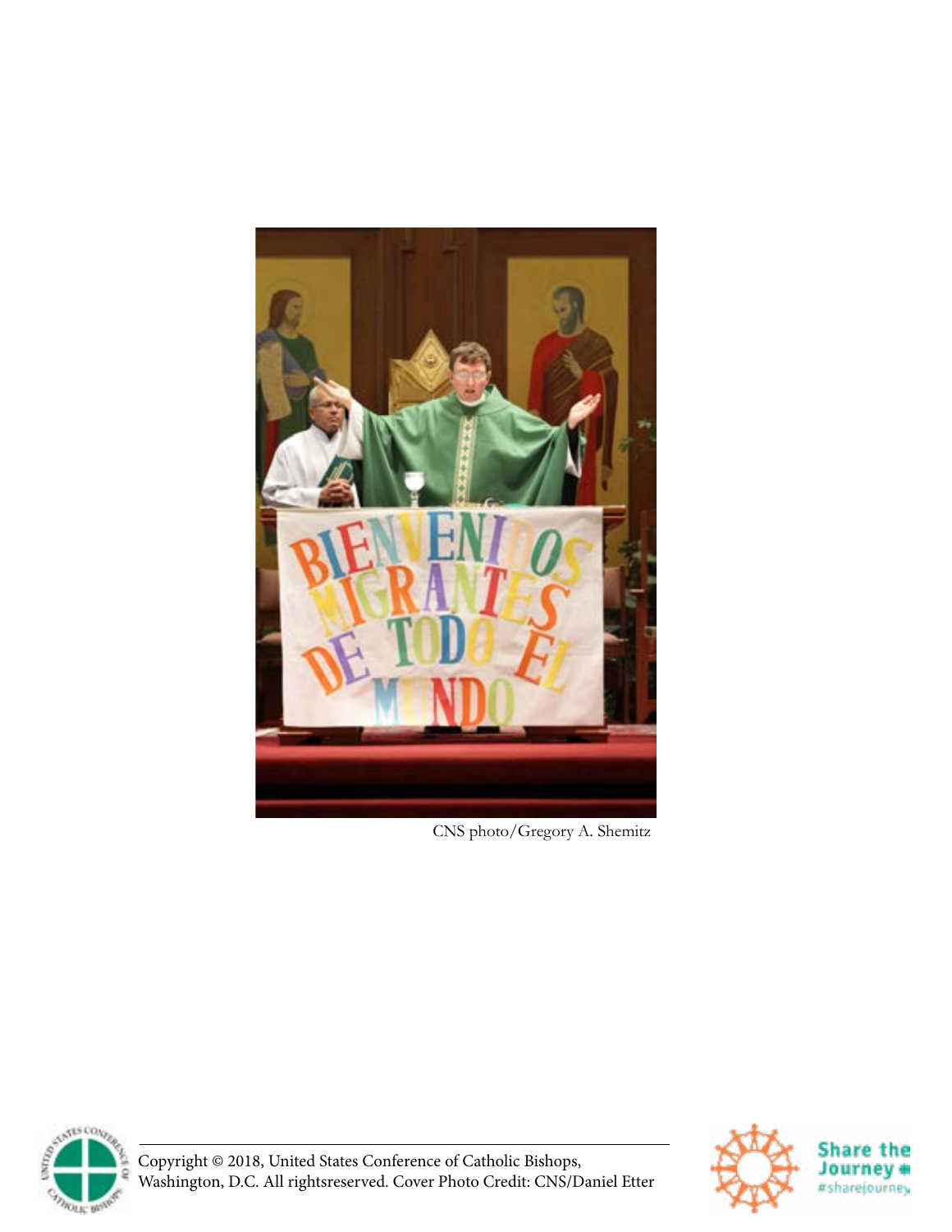CNS photo/Gregory A. Shemitz

Copyright © 2018, United States Conference of Catholic Bishops, Washington, D.C. All rightsreserved. Cover Photo Credit: CNS/Daniel Etter